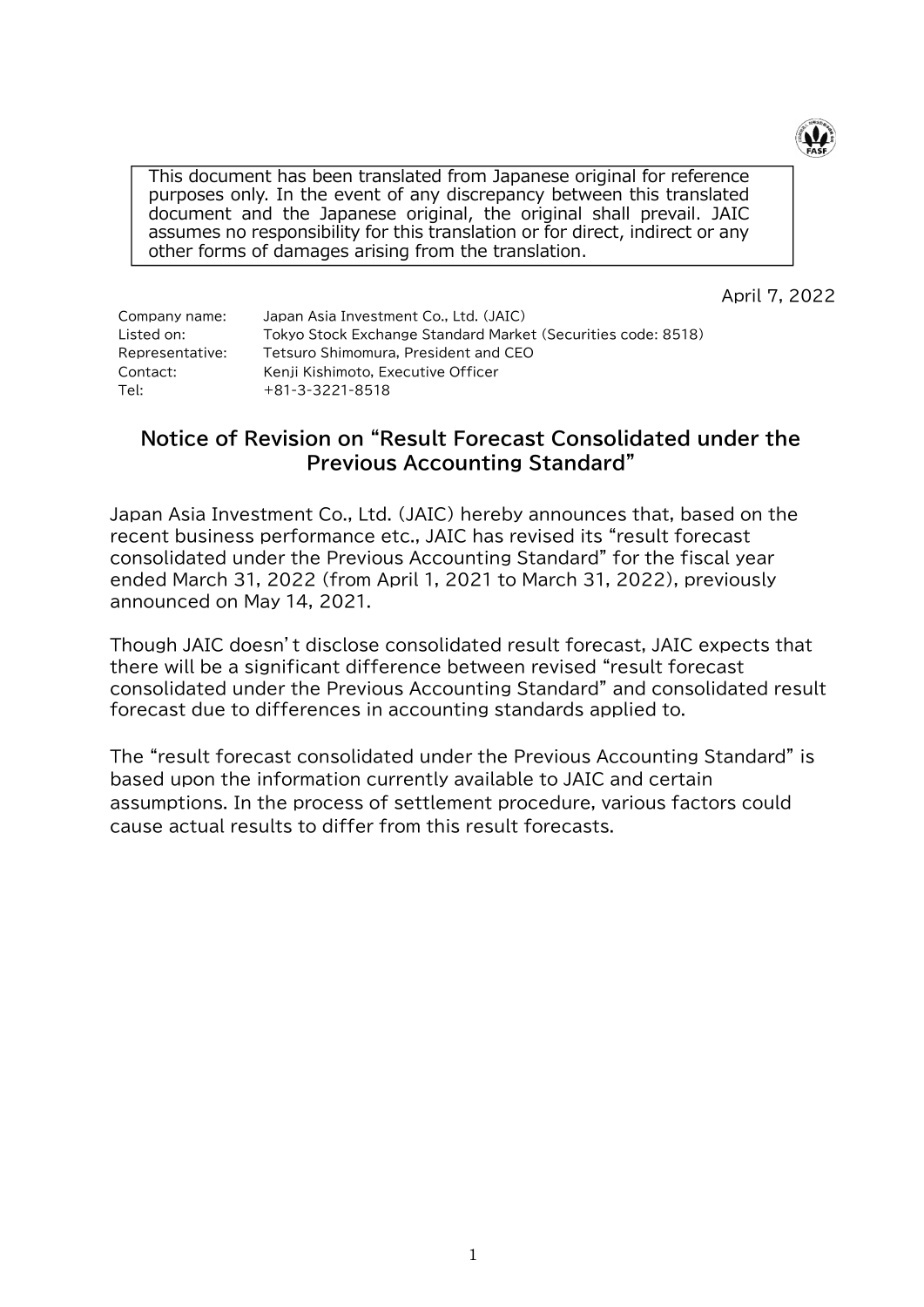This document has been translated from Japanese original for reference purposes only. In the event of any discrepancy between this translated document and the Japanese original, the original shall prevail. JAIC assumes no responsibility for this translation or for direct, indirect or any other forms of damages arising from the translation.

April 7, 2022

Company name: Japan Asia Investment Co., Ltd. (JAIC)
Listed on: Tokyo Stock Exchange Standard Market (Securities code: 8518)
Representative: Tetsuro Shimomura, President and CEO
Contact: Kenji Kishimoto, Executive Officer
Tel: +81-3-3221-8518

# Notice of Revision on "Result Forecast Consolidated under the Previous Accounting Standard"

Japan Asia Investment Co., Ltd. (JAIC) hereby announces that, based on the recent business performance etc., JAIC has revised its "result forecast consolidated under the Previous Accounting Standard" for the fiscal year ended March 31, 2022 (from April 1, 2021 to March 31, 2022), previously announced on May 14, 2021.

Though JAIC doesn't disclose consolidated result forecast, JAIC expects that there will be a significant difference between revised "result forecast consolidated under the Previous Accounting Standard" and consolidated result forecast due to differences in accounting standards applied to.

The "result forecast consolidated under the Previous Accounting Standard" is based upon the information currently available to JAIC and certain assumptions. In the process of settlement procedure, various factors could cause actual results to differ from this result forecasts.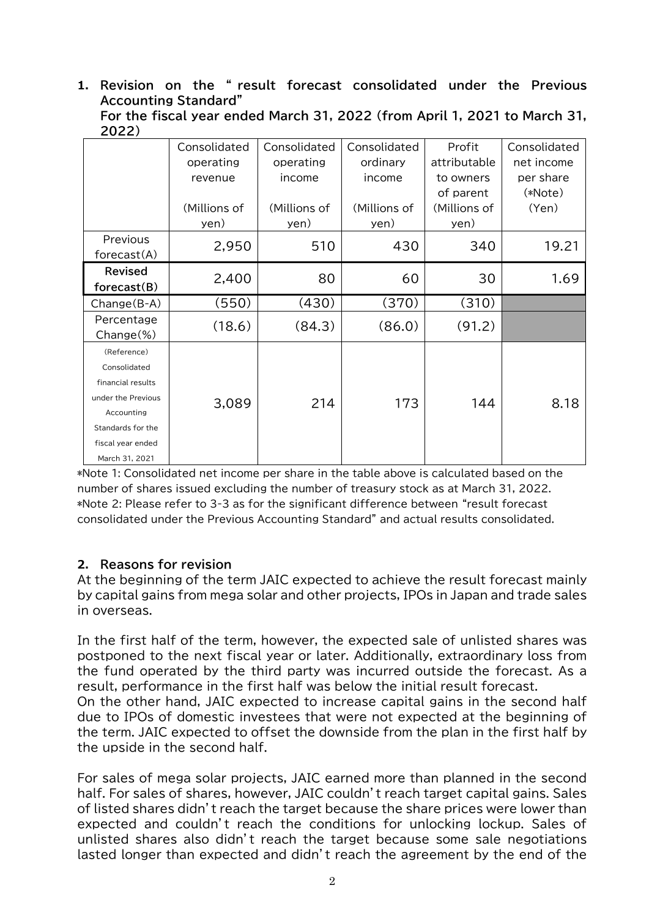## 1. Revision on the " result forecast consolidated under the Previous Accounting Standard"

**For the fiscal year ended March 31, 2022 (from April 1, 2021 to March 31, 2022)**

| | Consolidated operating revenue (Millions of yen) | Consolidated operating income (Millions of yen) | Consolidated ordinary income (Millions of yen) | Profit attributable to owners of parent (Millions of yen) | Consolidated net income per share (*Note) (Yen) |
|---|---|---|---|---|---|
| Previous forecast(A) | 2,950 | 510 | 430 | 340 | 19.21 |
| **Revised forecast(B)** | 2,400 | 80 | 60 | 30 | 1.69 |
| Change(B-A) | (550) | (430) | (370) | (310) | |
| Percentage Change(%) | (18.6) | (84.3) | (86.0) | (91.2) | |
| (Reference) Consolidated financial results under the Previous Accounting Standards for the fiscal year ended March 31, 2021 | 3,089 | 214 | 173 | 144 | 8.18 |

*Note 1: Consolidated net income per share in the table above is calculated based on the number of shares issued excluding the number of treasury stock as at March 31, 2022.
*Note 2: Please refer to 3-3 as for the significant difference between "result forecast consolidated under the Previous Accounting Standard" and actual results consolidated.

## 2. Reasons for revision

At the beginning of the term JAIC expected to achieve the result forecast mainly by capital gains from mega solar and other projects, IPOs in Japan and trade sales in overseas.

In the first half of the term, however, the expected sale of unlisted shares was postponed to the next fiscal year or later. Additionally, extraordinary loss from the fund operated by the third party was incurred outside the forecast. As a result, performance in the first half was below the initial result forecast.
On the other hand, JAIC expected to increase capital gains in the second half due to IPOs of domestic investees that were not expected at the beginning of the term. JAIC expected to offset the downside from the plan in the first half by the upside in the second half.

For sales of mega solar projects, JAIC earned more than planned in the second half. For sales of shares, however, JAIC couldn't reach target capital gains. Sales of listed shares didn't reach the target because the share prices were lower than expected and couldn't reach the conditions for unlocking lockup. Sales of unlisted shares also didn't reach the target because some sale negotiations lasted longer than expected and didn't reach the agreement by the end of the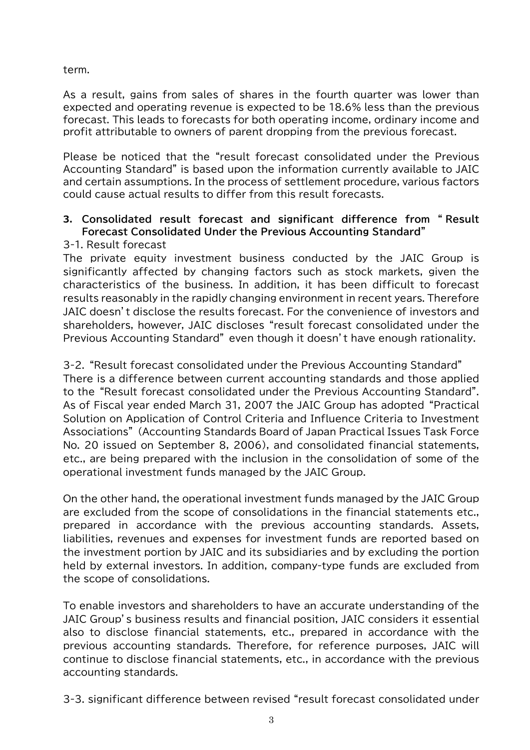term.

As a result, gains from sales of shares in the fourth quarter was lower than expected and operating revenue is expected to be 18.6% less than the previous forecast. This leads to forecasts for both operating income, ordinary income and profit attributable to owners of parent dropping from the previous forecast.

Please be noticed that the "result forecast consolidated under the Previous Accounting Standard" is based upon the information currently available to JAIC and certain assumptions. In the process of settlement procedure, various factors could cause actual results to differ from this result forecasts.

### 3. Consolidated result forecast and significant difference from " Result Forecast Consolidated Under the Previous Accounting Standard"

3-1. Result forecast

The private equity investment business conducted by the JAIC Group is significantly affected by changing factors such as stock markets, given the characteristics of the business. In addition, it has been difficult to forecast results reasonably in the rapidly changing environment in recent years. Therefore JAIC doesn't disclose the results forecast. For the convenience of investors and shareholders, however, JAIC discloses "result forecast consolidated under the Previous Accounting Standard" even though it doesn't have enough rationality.

3-2. "Result forecast consolidated under the Previous Accounting Standard"

There is a difference between current accounting standards and those applied to the "Result forecast consolidated under the Previous Accounting Standard". As of Fiscal year ended March 31, 2007 the JAIC Group has adopted "Practical Solution on Application of Control Criteria and Influence Criteria to Investment Associations" (Accounting Standards Board of Japan Practical Issues Task Force No. 20 issued on September 8, 2006), and consolidated financial statements, etc., are being prepared with the inclusion in the consolidation of some of the operational investment funds managed by the JAIC Group.

On the other hand, the operational investment funds managed by the JAIC Group are excluded from the scope of consolidations in the financial statements etc., prepared in accordance with the previous accounting standards. Assets, liabilities, revenues and expenses for investment funds are reported based on the investment portion by JAIC and its subsidiaries and by excluding the portion held by external investors. In addition, company-type funds are excluded from the scope of consolidations.

To enable investors and shareholders to have an accurate understanding of the JAIC Group's business results and financial position, JAIC considers it essential also to disclose financial statements, etc., prepared in accordance with the previous accounting standards. Therefore, for reference purposes, JAIC will continue to disclose financial statements, etc., in accordance with the previous accounting standards.

3-3. significant difference between revised "result forecast consolidated under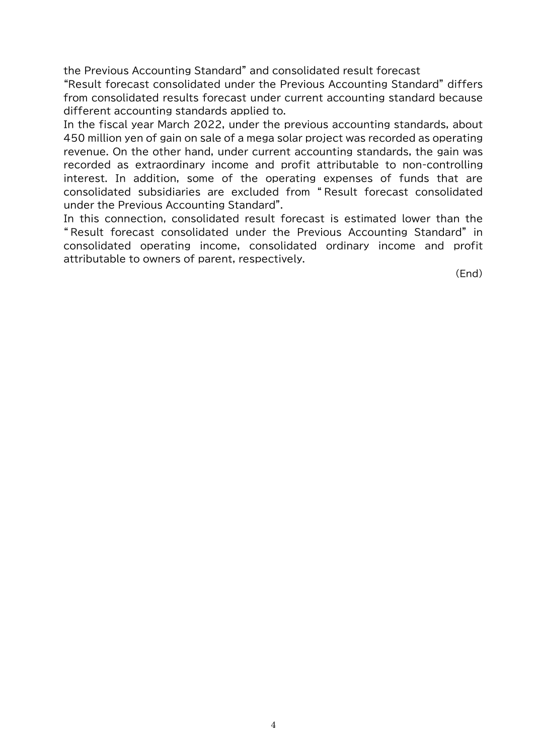the Previous Accounting Standard" and consolidated result forecast

"Result forecast consolidated under the Previous Accounting Standard" differs from consolidated results forecast under current accounting standard because different accounting standards applied to.

In the fiscal year March 2022, under the previous accounting standards, about 450 million yen of gain on sale of a mega solar project was recorded as operating revenue. On the other hand, under current accounting standards, the gain was recorded as extraordinary income and profit attributable to non-controlling interest. In addition, some of the operating expenses of funds that are consolidated subsidiaries are excluded from "Result forecast consolidated under the Previous Accounting Standard".

In this connection, consolidated result forecast is estimated lower than the "Result forecast consolidated under the Previous Accounting Standard" in consolidated operating income, consolidated ordinary income and profit attributable to owners of parent, respectively.

(End)